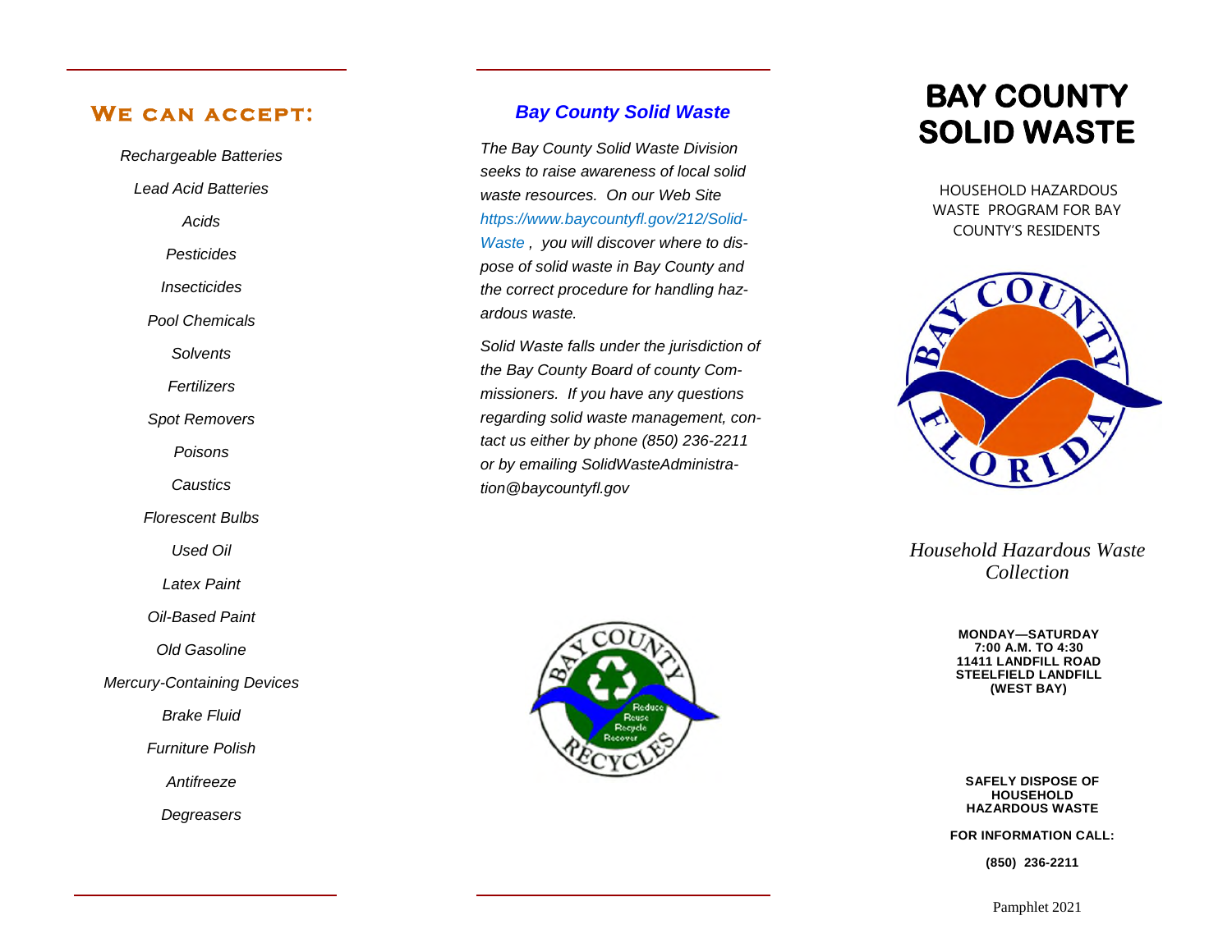## We can accept:

*Rechargeable Batteries*

*Lead Acid Batteries*

*Acids*

*Pesticides*

*Insecticides*

*Pool Chemicals*

*Solvents*

*Fertilizers*

*Spot Removers*

*Poisons*

*Caustics*

*Florescent Bulbs*

*Used Oil*

*Latex Paint*

*Oil-Based Paint*

*Old Gasoline*

*Mercury-Containing Devices*

*Brake Fluid*

*Furniture Polish*

*Antifreeze*

*Degreasers*

## *Bay County Solid Waste*

*The Bay County Solid Waste Division seeks to raise awareness of local solid waste resources. On our Web Site https://www.baycountyfl.gov/212/Solid-Waste , you will discover where to dispose of solid waste in Bay County and the correct procedure for handling hazardous waste.*

*Solid Waste falls under the jurisdiction of the Bay County Board of county Commissioners. If you have any questions regarding solid waste management, contact us either by phone (850) 236-2211 or by emailing SolidWasteAdministration@baycountyfl.gov*

# BAY COUNTY SOLID WASTE

HOUSEHOLD HAZARDOUS WASTE PROGRAM FOR BAY COUNTY'S RESIDENTS

*Household Hazardous Waste Collection*

**MONDAY—SATURDAY**
**7:00 A.M. TO 4:30**
**11411 LANDFILL ROAD**
**STEELFIELD LANDFILL**
**(WEST BAY)**

**SAFELY DISPOSE OF HOUSEHOLD HAZARDOUS WASTE**

**FOR INFORMATION CALL:**

**(850) 236-2211**

Pamphlet 2021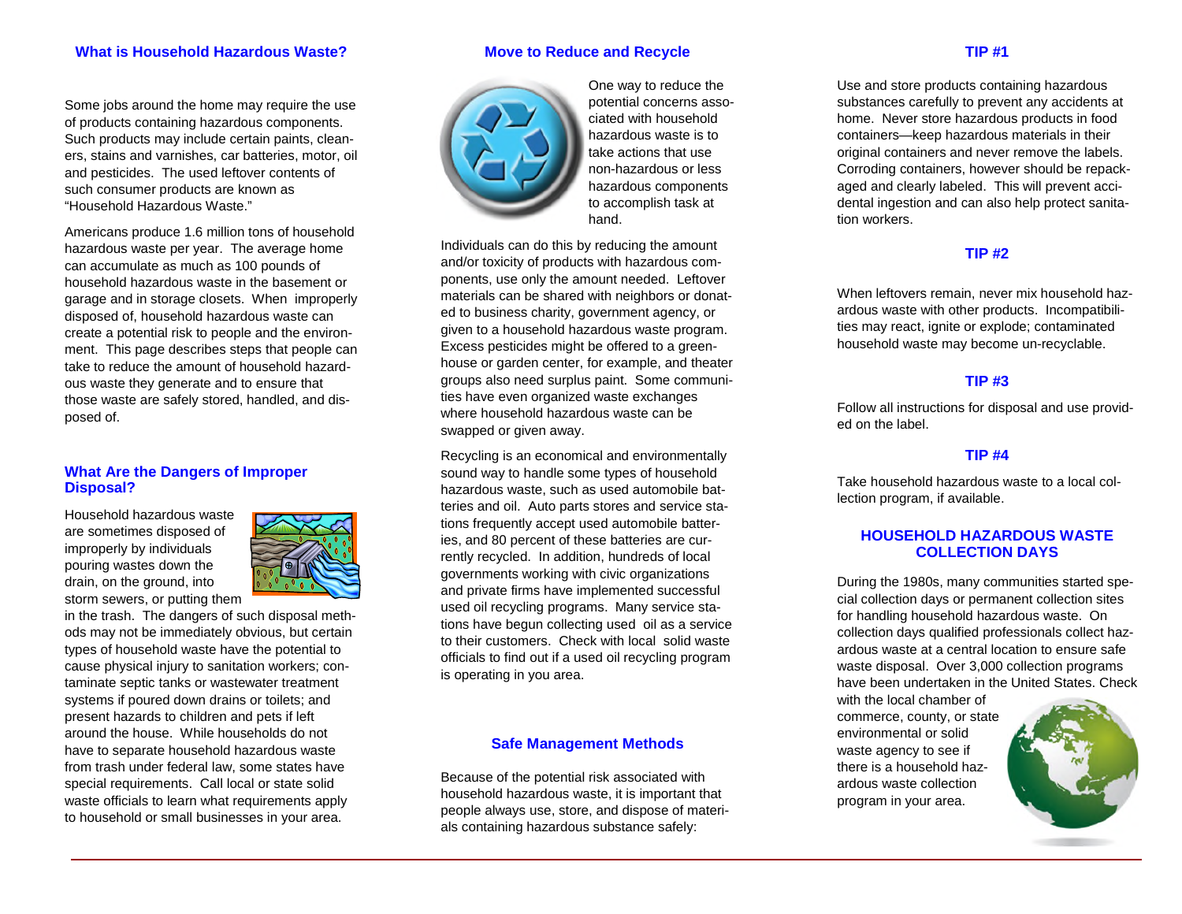## What is Household Hazardous Waste?

Some jobs around the home may require the use of products containing hazardous components. Such products may include certain paints, cleaners, stains and varnishes, car batteries, motor, oil and pesticides. The used leftover contents of such consumer products are known as "Household Hazardous Waste."

Americans produce 1.6 million tons of household hazardous waste per year. The average home can accumulate as much as 100 pounds of household hazardous waste in the basement or garage and in storage closets. When improperly disposed of, household hazardous waste can create a potential risk to people and the environment. This page describes steps that people can take to reduce the amount of household hazardous waste they generate and to ensure that those waste are safely stored, handled, and disposed of.

## What Are the Dangers of Improper Disposal?

Household hazardous waste are sometimes disposed of improperly by individuals pouring wastes down the drain, on the ground, into storm sewers, or putting them in the trash. The dangers of such disposal methods may not be immediately obvious, but certain types of household waste have the potential to cause physical injury to sanitation workers; contaminate septic tanks or wastewater treatment systems if poured down drains or toilets; and present hazards to children and pets if left around the house. While households do not have to separate household hazardous waste from trash under federal law, some states have special requirements. Call local or state solid waste officials to learn what requirements apply to household or small businesses in your area.

## Move to Reduce and Recycle

One way to reduce the potential concerns associated with household hazardous waste is to take actions that use non-hazardous or less hazardous components to accomplish task at hand.

Individuals can do this by reducing the amount and/or toxicity of products with hazardous components, use only the amount needed. Leftover materials can be shared with neighbors or donated to business charity, government agency, or given to a household hazardous waste program. Excess pesticides might be offered to a greenhouse or garden center, for example, and theater groups also need surplus paint. Some communities have even organized waste exchanges where household hazardous waste can be swapped or given away.

Recycling is an economical and environmentally sound way to handle some types of household hazardous waste, such as used automobile batteries and oil. Auto parts stores and service stations frequently accept used automobile batteries, and 80 percent of these batteries are currently recycled. In addition, hundreds of local governments working with civic organizations and private firms have implemented successful used oil recycling programs. Many service stations have begun collecting used oil as a service to their customers. Check with local solid waste officials to find out if a used oil recycling program is operating in you area.

## Safe Management Methods

Because of the potential risk associated with household hazardous waste, it is important that people always use, store, and dispose of materials containing hazardous substance safely:

### TIP #1

Use and store products containing hazardous substances carefully to prevent any accidents at home. Never store hazardous products in food containers—keep hazardous materials in their original containers and never remove the labels. Corroding containers, however should be repackaged and clearly labeled. This will prevent accidental ingestion and can also help protect sanitation workers.

### TIP #2

When leftovers remain, never mix household hazardous waste with other products. Incompatibilities may react, ignite or explode; contaminated household waste may become un-recyclable.

### TIP #3

Follow all instructions for disposal and use provided on the label.

### TIP #4

Take household hazardous waste to a local collection program, if available.

## HOUSEHOLD HAZARDOUS WASTE COLLECTION DAYS

During the 1980s, many communities started special collection days or permanent collection sites for handling household hazardous waste. On collection days qualified professionals collect hazardous waste at a central location to ensure safe waste disposal. Over 3,000 collection programs have been undertaken in the United States. Check with the local chamber of commerce, county, or state environmental or solid waste agency to see if there is a household hazardous waste collection program in your area.